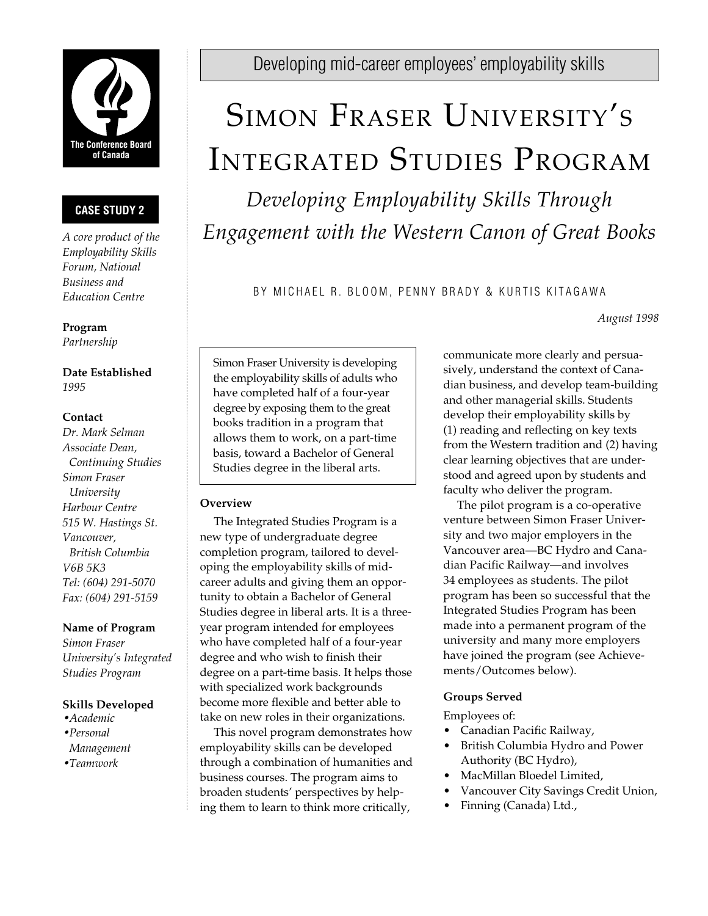The Conference Board of Canada

**CASE STUDY 2**

*A core product of the Employability Skills Forum, National Business and Education Centre*

**Program**
*Partnership*

**Date Established**
*1995*

**Contact**
*Dr. Mark Selman*
*Associate Dean, Continuing Studies*
*Simon Fraser University*
*Harbour Centre*
*515 W. Hastings St.*
*Vancouver, British Columbia*
*V6B 5K3*
*Tel: (604) 291-5070*
*Fax: (604) 291-5159*

**Name of Program**
*Simon Fraser University's Integrated Studies Program*

**Skills Developed**
- *Academic*
- *Personal Management*
- *Teamwork*

Developing mid-career employees' employability skills

# Simon Fraser University's Integrated Studies Program

## *Developing Employability Skills Through Engagement with the Western Canon of Great Books*

BY MICHAEL R. BLOOM, PENNY BRADY & KURTIS KITAGAWA

*August 1998*

> Simon Fraser University is developing the employability skills of adults who have completed half of a four-year degree by exposing them to the great books tradition in a program that allows them to work, on a part-time basis, toward a Bachelor of General Studies degree in the liberal arts.

**Overview**

The Integrated Studies Program is a new type of undergraduate degree completion program, tailored to developing the employability skills of mid-career adults and giving them an opportunity to obtain a Bachelor of General Studies degree in liberal arts. It is a three-year program intended for employees who have completed half of a four-year degree and who wish to finish their degree on a part-time basis. It helps those with specialized work backgrounds become more flexible and better able to take on new roles in their organizations.

This novel program demonstrates how employability skills can be developed through a combination of humanities and business courses. The program aims to broaden students' perspectives by helping them to learn to think more critically, communicate more clearly and persuasively, understand the context of Canadian business, and develop team-building and other managerial skills. Students develop their employability skills by (1) reading and reflecting on key texts from the Western tradition and (2) having clear learning objectives that are understood and agreed upon by students and faculty who deliver the program.

The pilot program is a co-operative venture between Simon Fraser University and two major employers in the Vancouver area—BC Hydro and Canadian Pacific Railway—and involves 34 employees as students. The pilot program has been so successful that the Integrated Studies Program has been made into a permanent program of the university and many more employers have joined the program (see Achievements/Outcomes below).

**Groups Served**

Employees of:

- Canadian Pacific Railway,
- British Columbia Hydro and Power Authority (BC Hydro),
- MacMillan Bloedel Limited,
- Vancouver City Savings Credit Union,
- Finning (Canada) Ltd.,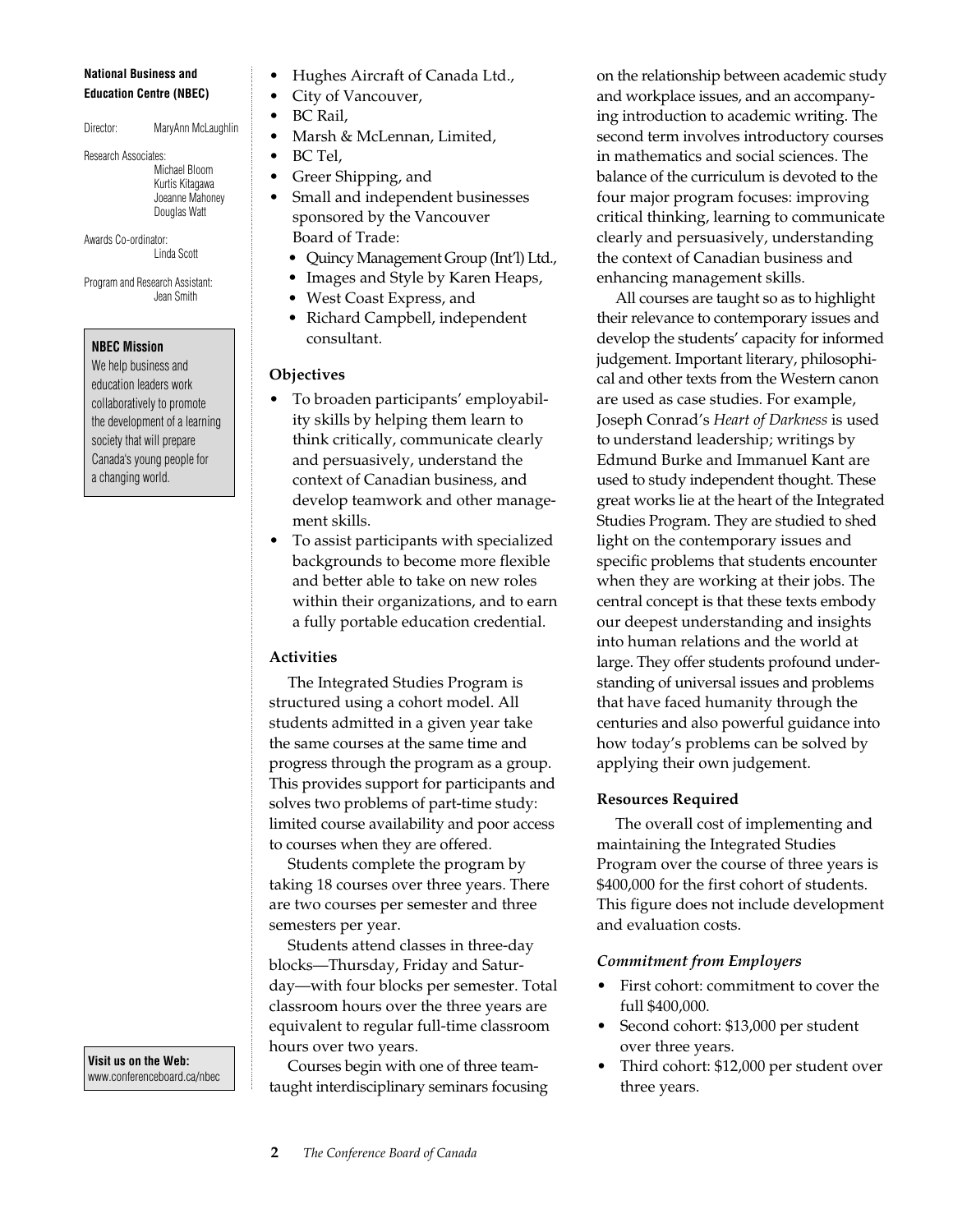**National Business and Education Centre (NBEC)**

Director: MaryAnn McLaughlin

Research Associates:
Michael Bloom
Kurtis Kitagawa
Joeanne Mahoney
Douglas Watt

Awards Co-ordinator:
Linda Scott

Program and Research Assistant:
Jean Smith

**NBEC Mission**

We help business and education leaders work collaboratively to promote the development of a learning society that will prepare Canada's young people for a changing world.

**Visit us on the Web:**
www.conferenceboard.ca/nbec

- Hughes Aircraft of Canada Ltd.,
- City of Vancouver,
- BC Rail,
- Marsh & McLennan, Limited,
- BC Tel,
- Greer Shipping, and
- Small and independent businesses sponsored by the Vancouver Board of Trade:
  - Quincy Management Group (Int'l) Ltd.,
  - Images and Style by Karen Heaps,
  - West Coast Express, and
  - Richard Campbell, independent consultant.

### Objectives

- To broaden participants' employability skills by helping them learn to think critically, communicate clearly and persuasively, understand the context of Canadian business, and develop teamwork and other management skills.
- To assist participants with specialized backgrounds to become more flexible and better able to take on new roles within their organizations, and to earn a fully portable education credential.

### Activities

The Integrated Studies Program is structured using a cohort model. All students admitted in a given year take the same courses at the same time and progress through the program as a group. This provides support for participants and solves two problems of part-time study: limited course availability and poor access to courses when they are offered.

Students complete the program by taking 18 courses over three years. There are two courses per semester and three semesters per year.

Students attend classes in three-day blocks—Thursday, Friday and Saturday—with four blocks per semester. Total classroom hours over the three years are equivalent to regular full-time classroom hours over two years.

Courses begin with one of three team-taught interdisciplinary seminars focusing on the relationship between academic study and workplace issues, and an accompanying introduction to academic writing. The second term involves introductory courses in mathematics and social sciences. The balance of the curriculum is devoted to the four major program focuses: improving critical thinking, learning to communicate clearly and persuasively, understanding the context of Canadian business and enhancing management skills.

All courses are taught so as to highlight their relevance to contemporary issues and develop the students' capacity for informed judgement. Important literary, philosophical and other texts from the Western canon are used as case studies. For example, Joseph Conrad's *Heart of Darkness* is used to understand leadership; writings by Edmund Burke and Immanuel Kant are used to study independent thought. These great works lie at the heart of the Integrated Studies Program. They are studied to shed light on the contemporary issues and specific problems that students encounter when they are working at their jobs. The central concept is that these texts embody our deepest understanding and insights into human relations and the world at large. They offer students profound understanding of universal issues and problems that have faced humanity through the centuries and also powerful guidance into how today's problems can be solved by applying their own judgement.

### Resources Required

The overall cost of implementing and maintaining the Integrated Studies Program over the course of three years is $400,000 for the first cohort of students. This figure does not include development and evaluation costs.

#### *Commitment from Employers*

- First cohort: commitment to cover the full $400,000.
- Second cohort: $13,000 per student over three years.
- Third cohort: $12,000 per student over three years.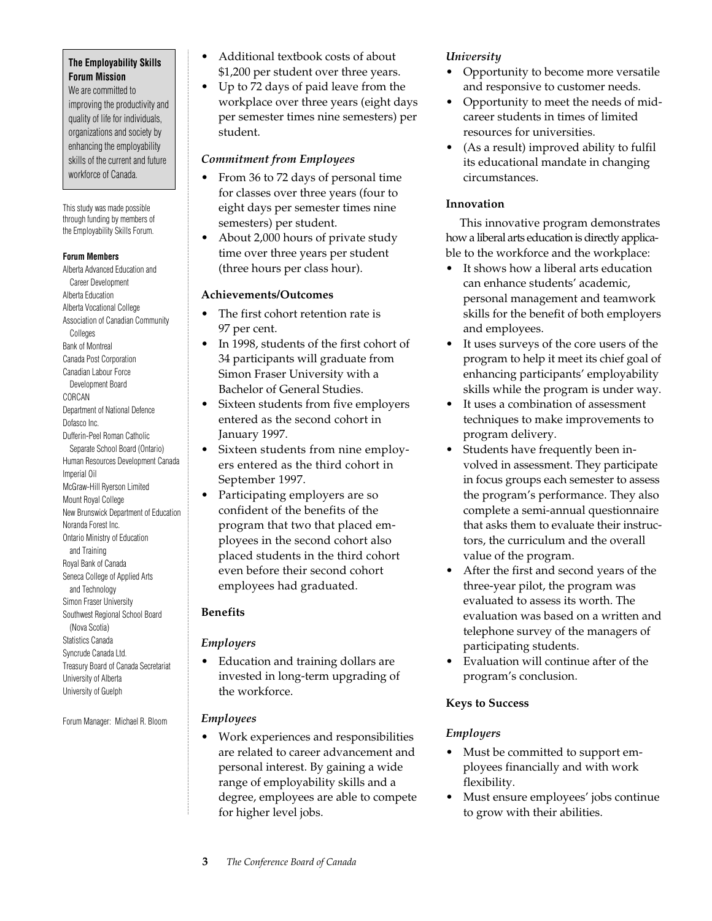**The Employability Skills Forum Mission**

We are committed to improving the productivity and quality of life for individuals, organizations and society by enhancing the employability skills of the current and future workforce of Canada.

This study was made possible through funding by members of the Employability Skills Forum.

**Forum Members**

Alberta Advanced Education and Career Development
Alberta Education
Alberta Vocational College
Association of Canadian Community Colleges
Bank of Montreal
Canada Post Corporation
Canadian Labour Force Development Board
CORCAN
Department of National Defence
Dofasco Inc.
Dufferin-Peel Roman Catholic Separate School Board (Ontario)
Human Resources Development Canada
Imperial Oil
McGraw-Hill Ryerson Limited
Mount Royal College
New Brunswick Department of Education
Noranda Forest Inc.
Ontario Ministry of Education and Training
Royal Bank of Canada
Seneca College of Applied Arts and Technology
Simon Fraser University
Southwest Regional School Board (Nova Scotia)
Statistics Canada
Syncrude Canada Ltd.
Treasury Board of Canada Secretariat
University of Alberta
University of Guelph

Forum Manager: Michael R. Bloom

- Additional textbook costs of about $1,200 per student over three years.
- Up to 72 days of paid leave from the workplace over three years (eight days per semester times nine semesters) per student.

### *Commitment from Employees*

- From 36 to 72 days of personal time for classes over three years (four to eight days per semester times nine semesters) per student.
- About 2,000 hours of private study time over three years per student (three hours per class hour).

### Achievements/Outcomes

- The first cohort retention rate is 97 per cent.
- In 1998, students of the first cohort of 34 participants will graduate from Simon Fraser University with a Bachelor of General Studies.
- Sixteen students from five employers entered as the second cohort in January 1997.
- Sixteen students from nine employers entered as the third cohort in September 1997.
- Participating employers are so confident of the benefits of the program that two that placed employees in the second cohort also placed students in the third cohort even before their second cohort employees had graduated.

### Benefits

#### *Employers*

- Education and training dollars are invested in long-term upgrading of the workforce.

#### *Employees*

- Work experiences and responsibilities are related to career advancement and personal interest. By gaining a wide range of employability skills and a degree, employees are able to compete for higher level jobs.

#### *University*

- Opportunity to become more versatile and responsive to customer needs.
- Opportunity to meet the needs of mid-career students in times of limited resources for universities.
- (As a result) improved ability to fulfil its educational mandate in changing circumstances.

### Innovation

This innovative program demonstrates how a liberal arts education is directly applicable to the workforce and the workplace:

- It shows how a liberal arts education can enhance students' academic, personal management and teamwork skills for the benefit of both employers and employees.
- It uses surveys of the core users of the program to help it meet its chief goal of enhancing participants' employability skills while the program is under way.
- It uses a combination of assessment techniques to make improvements to program delivery.
- Students have frequently been involved in assessment. They participate in focus groups each semester to assess the program's performance. They also complete a semi-annual questionnaire that asks them to evaluate their instructors, the curriculum and the overall value of the program.
- After the first and second years of the three-year pilot, the program was evaluated to assess its worth. The evaluation was based on a written and telephone survey of the managers of participating students.
- Evaluation will continue after of the program's conclusion.

### Keys to Success

#### *Employers*

- Must be committed to support employees financially and with work flexibility.
- Must ensure employees' jobs continue to grow with their abilities.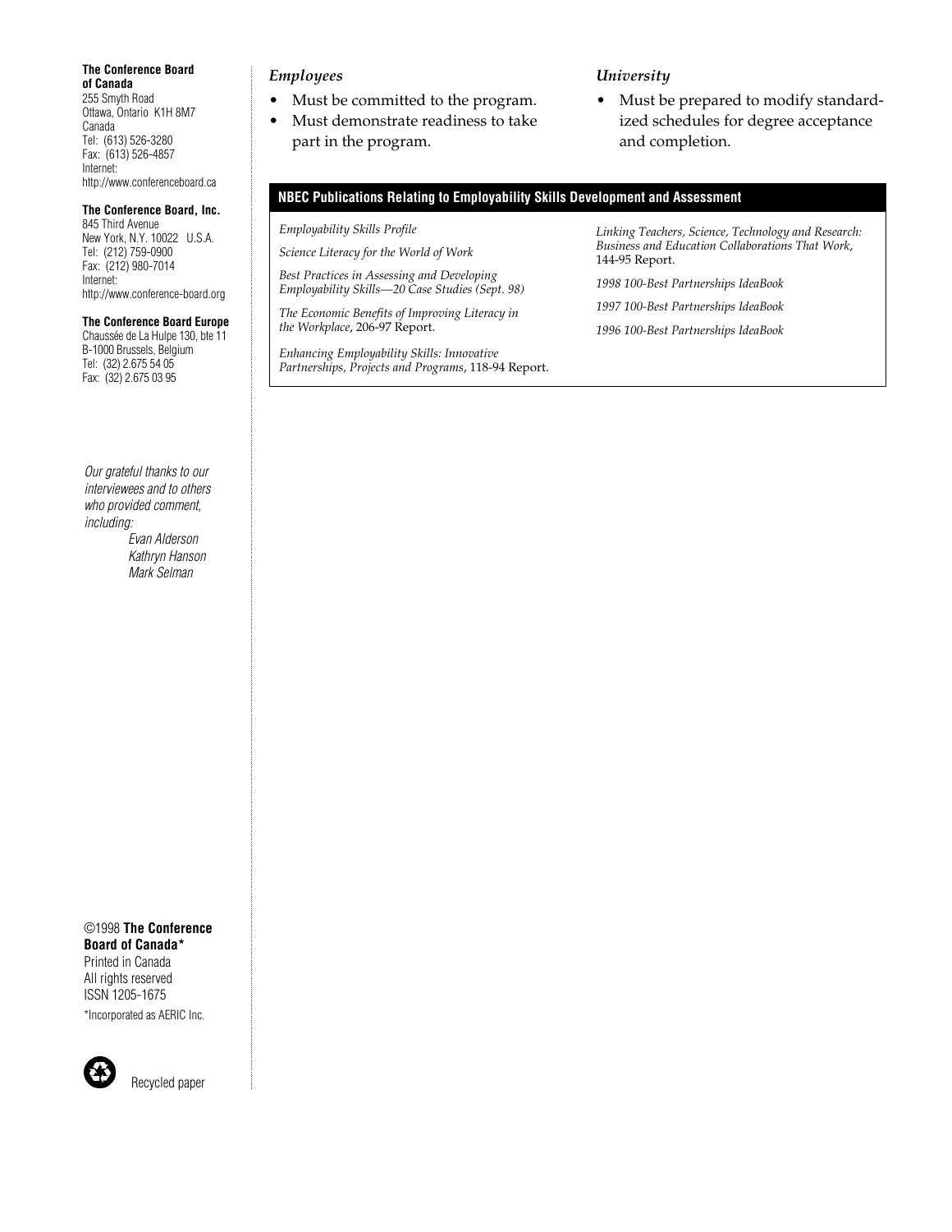### *Employees*

- Must be committed to the program.
- Must demonstrate readiness to take part in the program.

### *University*

- Must be prepared to modify standardized schedules for degree acceptance and completion.

## NBEC Publications Relating to Employability Skills Development and Assessment

*Employability Skills Profile*

*Science Literacy for the World of Work*

*Best Practices in Assessing and Developing Employability Skills—20 Case Studies (Sept. 98)*

*The Economic Benefits of Improving Literacy in the Workplace*, 206-97 Report.

*Enhancing Employability Skills: Innovative Partnerships, Projects and Programs*, 118-94 Report.

*Linking Teachers, Science, Technology and Research: Business and Education Collaborations That Work*, 144-95 Report.

*1998 100-Best Partnerships IdeaBook*

*1997 100-Best Partnerships IdeaBook*

*1996 100-Best Partnerships IdeaBook*

---

**The Conference Board of Canada**
255 Smyth Road
Ottawa, Ontario K1H 8M7
Canada
Tel: (613) 526-3280
Fax: (613) 526-4857
Internet:
http://www.conferenceboard.ca

**The Conference Board, Inc.**
845 Third Avenue
New York, N.Y. 10022 U.S.A.
Tel: (212) 759-0900
Fax: (212) 980-7014
Internet:
http://www.conference-board.org

**The Conference Board Europe**
Chaussée de La Hulpe 130, bte 11
B-1000 Brussels, Belgium
Tel: (32) 2.675 54 05
Fax: (32) 2.675 03 95

*Our grateful thanks to our interviewees and to others who provided comment, including:*
*Evan Alderson*
*Kathryn Hanson*
*Mark Selman*

©1998 **The Conference Board of Canada\***
Printed in Canada
All rights reserved
ISSN 1205-1675
\*Incorporated as AERIC Inc.

Recycled paper